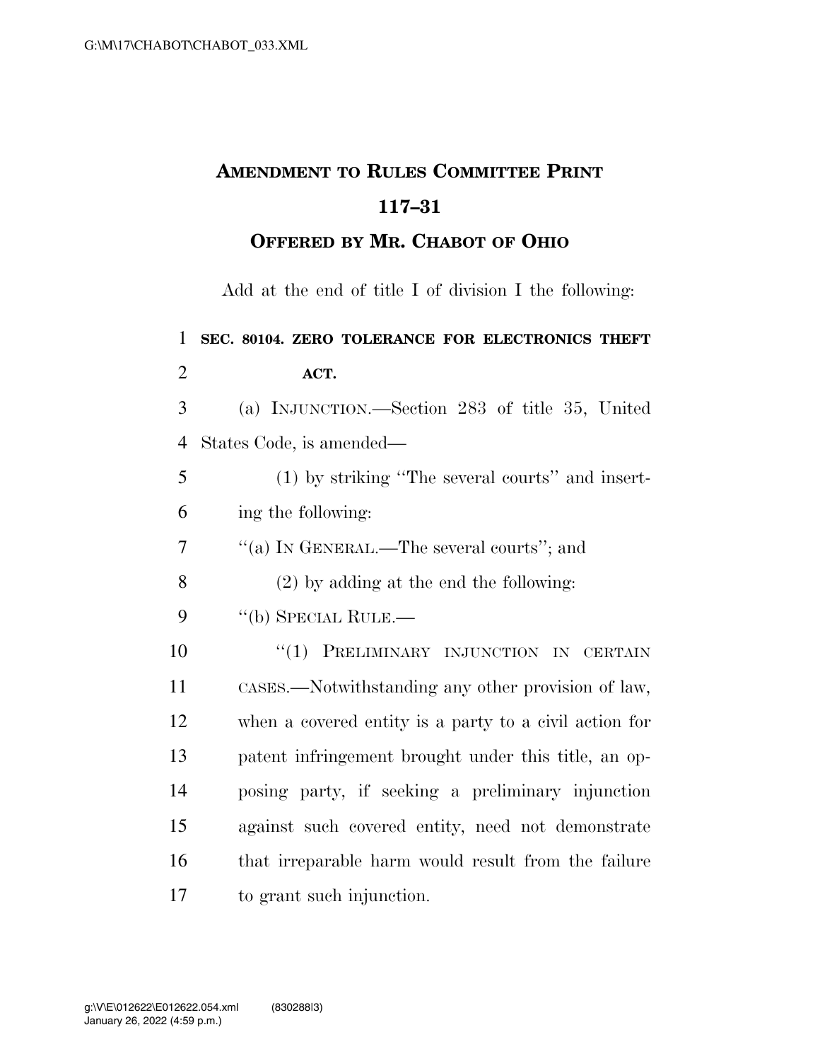# AMENDMENT TO RULES COMMITTEE PRINT 117–31

## OFFERED BY MR. CHABOT OF OHIO

Add at the end of title I of division I the following:

**SEC. 80104. ZERO TOLERANCE FOR ELECTRONICS THEFT ACT.**

(a) INJUNCTION.—Section 283 of title 35, United States Code, is amended—

(1) by striking "The several courts" and inserting the following:

"(a) IN GENERAL.—The several courts"; and

(2) by adding at the end the following:

"(b) SPECIAL RULE.—

"(1) PRELIMINARY INJUNCTION IN CERTAIN CASES.—Notwithstanding any other provision of law, when a covered entity is a party to a civil action for patent infringement brought under this title, an opposing party, if seeking a preliminary injunction against such covered entity, need not demonstrate that irreparable harm would result from the failure to grant such injunction.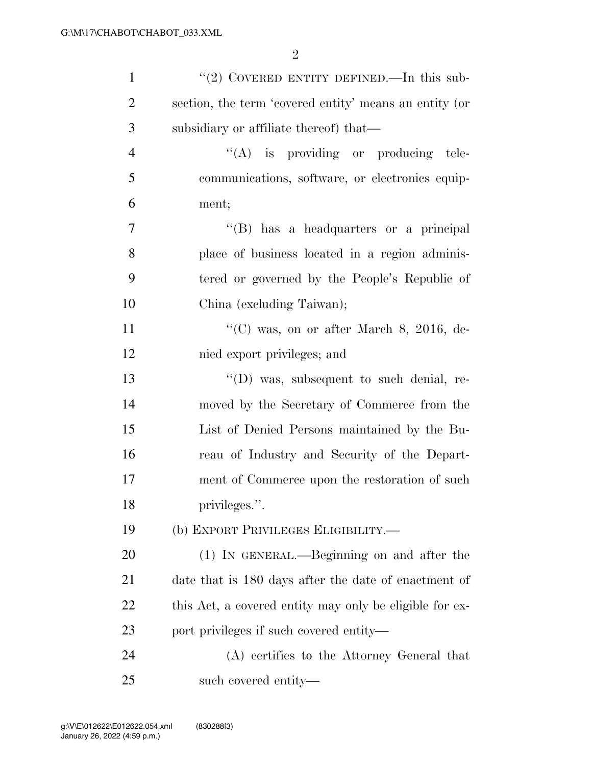"(2) COVERED ENTITY DEFINED.—In this subsection, the term 'covered entity' means an entity (or subsidiary or affiliate thereof) that—

"(A) is providing or producing telecommunications, software, or electronics equipment;

"(B) has a headquarters or a principal place of business located in a region administered or governed by the People's Republic of China (excluding Taiwan);

"(C) was, on or after March 8, 2016, denied export privileges; and

"(D) was, subsequent to such denial, removed by the Secretary of Commerce from the List of Denied Persons maintained by the Bureau of Industry and Security of the Department of Commerce upon the restoration of such privileges.".

(b) EXPORT PRIVILEGES ELIGIBILITY.—

(1) IN GENERAL.—Beginning on and after the date that is 180 days after the date of enactment of this Act, a covered entity may only be eligible for export privileges if such covered entity—

(A) certifies to the Attorney General that such covered entity—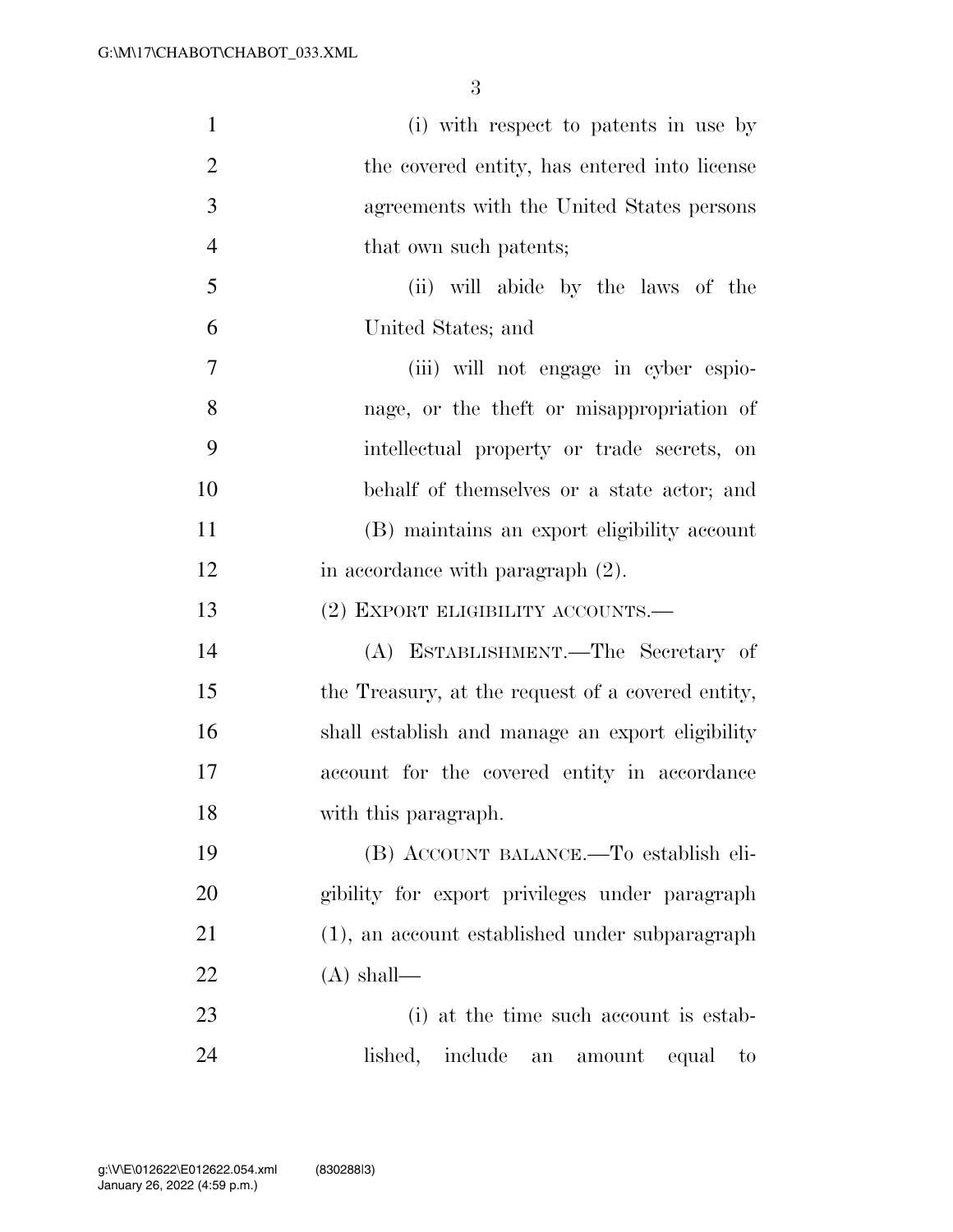(i) with respect to patents in use by the covered entity, has entered into license agreements with the United States persons that own such patents;

(ii) will abide by the laws of the United States; and

(iii) will not engage in cyber espionage, or the theft or misappropriation of intellectual property or trade secrets, on behalf of themselves or a state actor; and

(B) maintains an export eligibility account in accordance with paragraph (2).

(2) EXPORT ELIGIBILITY ACCOUNTS.—

(A) ESTABLISHMENT.—The Secretary of the Treasury, at the request of a covered entity, shall establish and manage an export eligibility account for the covered entity in accordance with this paragraph.

(B) ACCOUNT BALANCE.—To establish eligibility for export privileges under paragraph (1), an account established under subparagraph (A) shall—

(i) at the time such account is established, include an amount equal to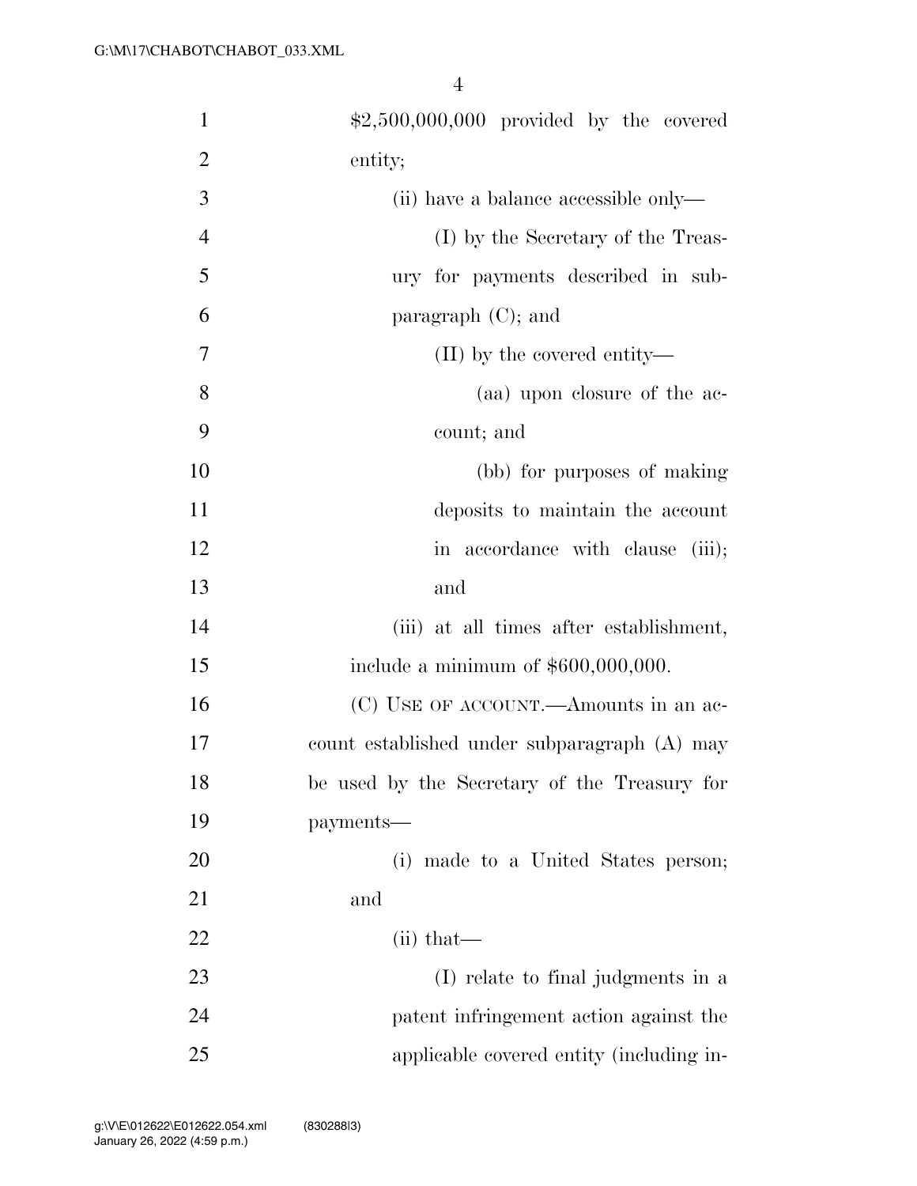$2,500,000,000 provided by the covered entity;

(ii) have a balance accessible only—

(I) by the Secretary of the Treasury for payments described in subparagraph (C); and

(II) by the covered entity—

(aa) upon closure of the account; and

(bb) for purposes of making deposits to maintain the account in accordance with clause (iii); and

(iii) at all times after establishment, include a minimum of $600,000,000.

(C) USE OF ACCOUNT.—Amounts in an account established under subparagraph (A) may be used by the Secretary of the Treasury for payments—

(i) made to a United States person; and

(ii) that—

(I) relate to final judgments in a patent infringement action against the applicable covered entity (including in-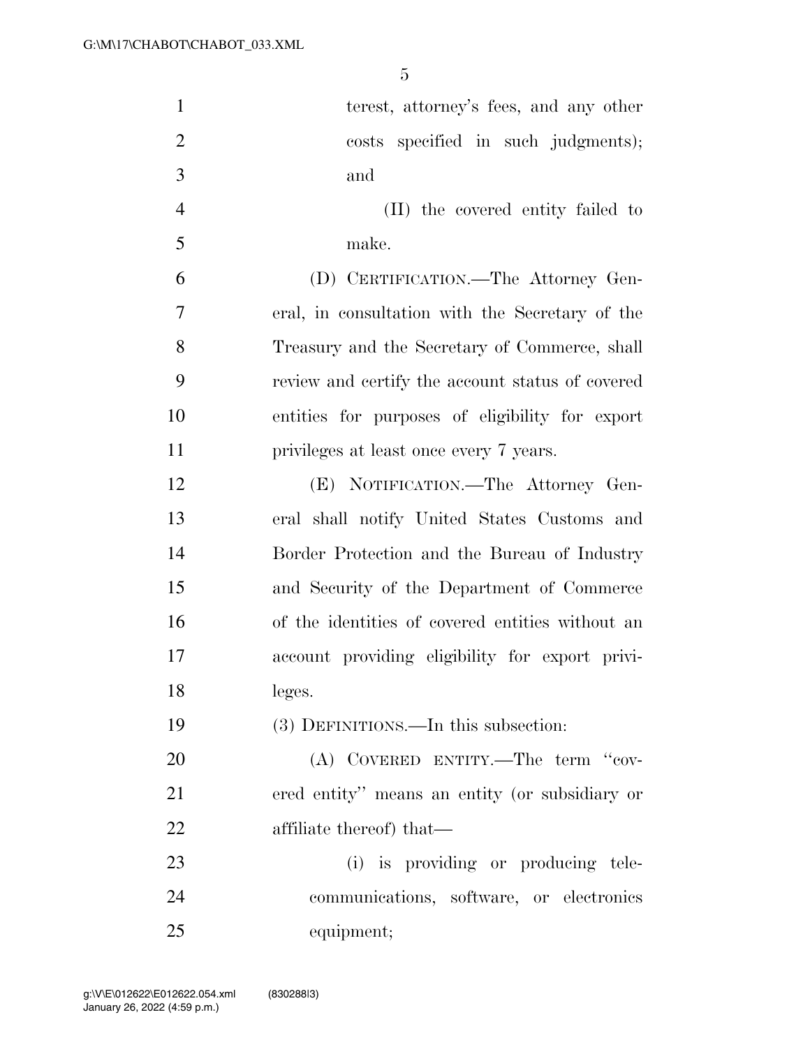terest, attorney's fees, and any other costs specified in such judgments); and

(II) the covered entity failed to make.

(D) CERTIFICATION.—The Attorney General, in consultation with the Secretary of the Treasury and the Secretary of Commerce, shall review and certify the account status of covered entities for purposes of eligibility for export privileges at least once every 7 years.

(E) NOTIFICATION.—The Attorney General shall notify United States Customs and Border Protection and the Bureau of Industry and Security of the Department of Commerce of the identities of covered entities without an account providing eligibility for export privileges.

(3) DEFINITIONS.—In this subsection:

(A) COVERED ENTITY.—The term ''covered entity'' means an entity (or subsidiary or affiliate thereof) that—

(i) is providing or producing telecommunications, software, or electronics equipment;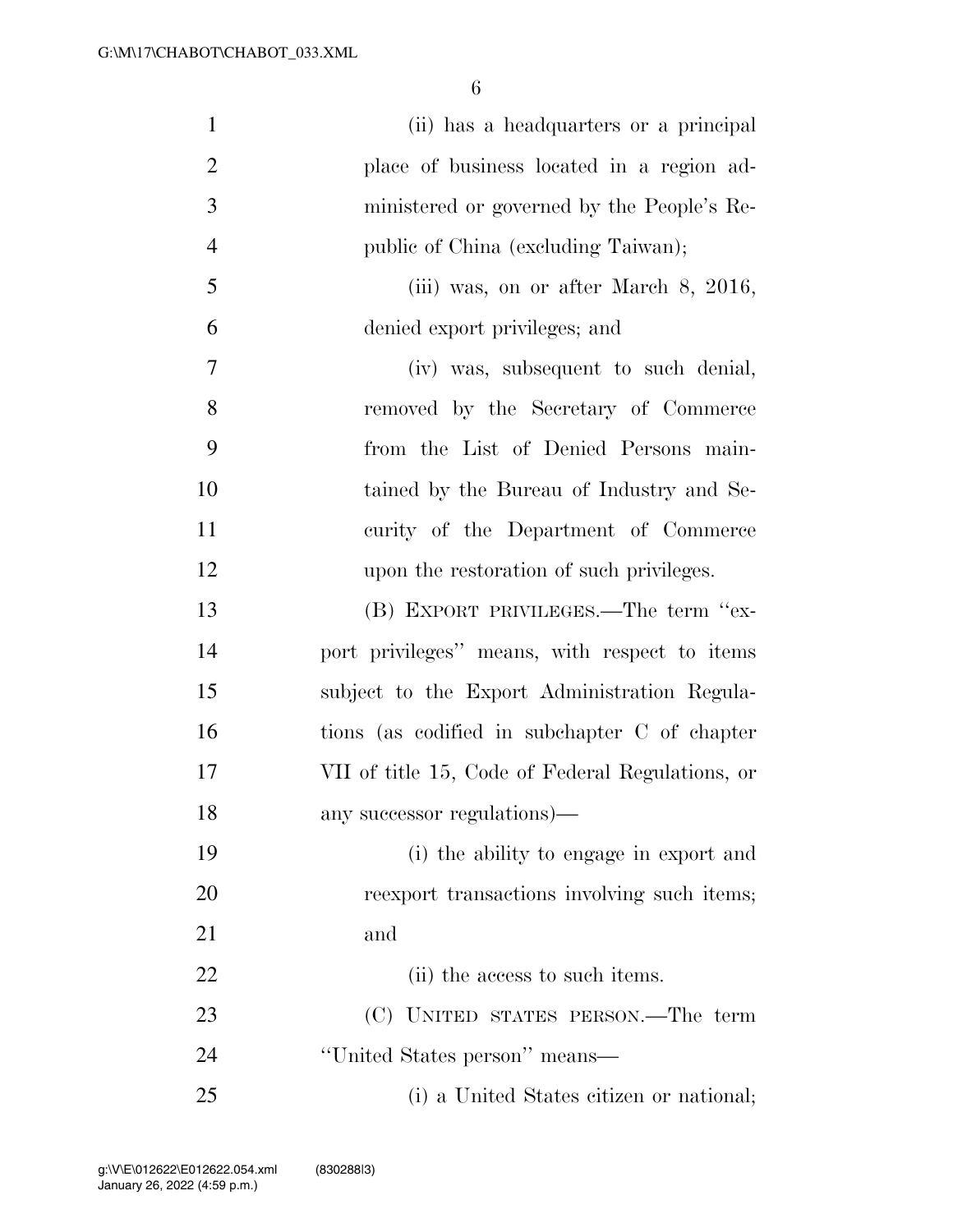(ii) has a headquarters or a principal place of business located in a region administered or governed by the People's Republic of China (excluding Taiwan);

(iii) was, on or after March 8, 2016, denied export privileges; and

(iv) was, subsequent to such denial, removed by the Secretary of Commerce from the List of Denied Persons maintained by the Bureau of Industry and Security of the Department of Commerce upon the restoration of such privileges.

(B) EXPORT PRIVILEGES.—The term "export privileges" means, with respect to items subject to the Export Administration Regulations (as codified in subchapter C of chapter VII of title 15, Code of Federal Regulations, or any successor regulations)—

(i) the ability to engage in export and reexport transactions involving such items; and

(ii) the access to such items.

(C) UNITED STATES PERSON.—The term "United States person" means—

(i) a United States citizen or national;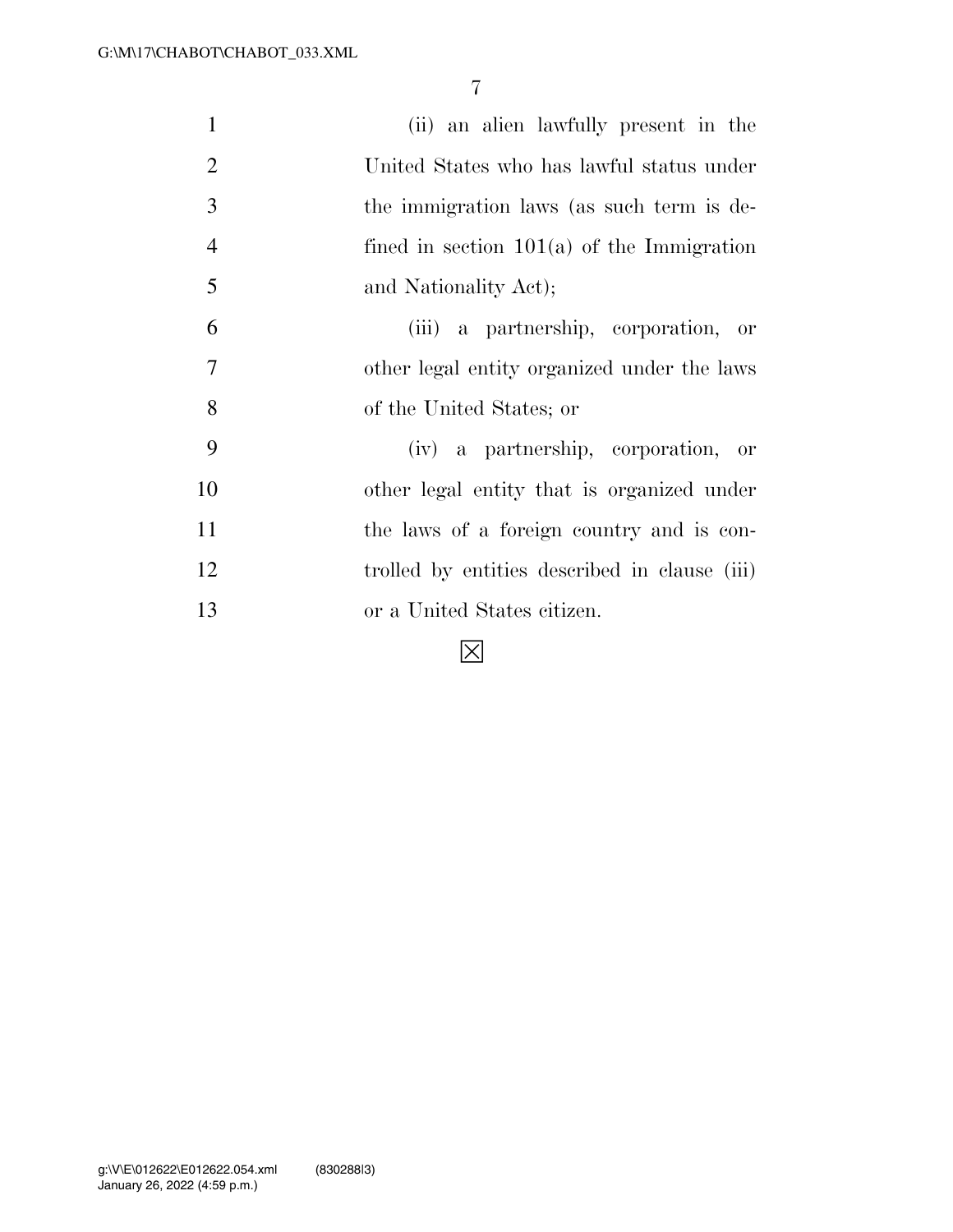(ii) an alien lawfully present in the United States who has lawful status under the immigration laws (as such term is defined in section 101(a) of the Immigration and Nationality Act);

(iii) a partnership, corporation, or other legal entity organized under the laws of the United States; or

(iv) a partnership, corporation, or other legal entity that is organized under the laws of a foreign country and is controlled by entities described in clause (iii) or a United States citizen.

☒